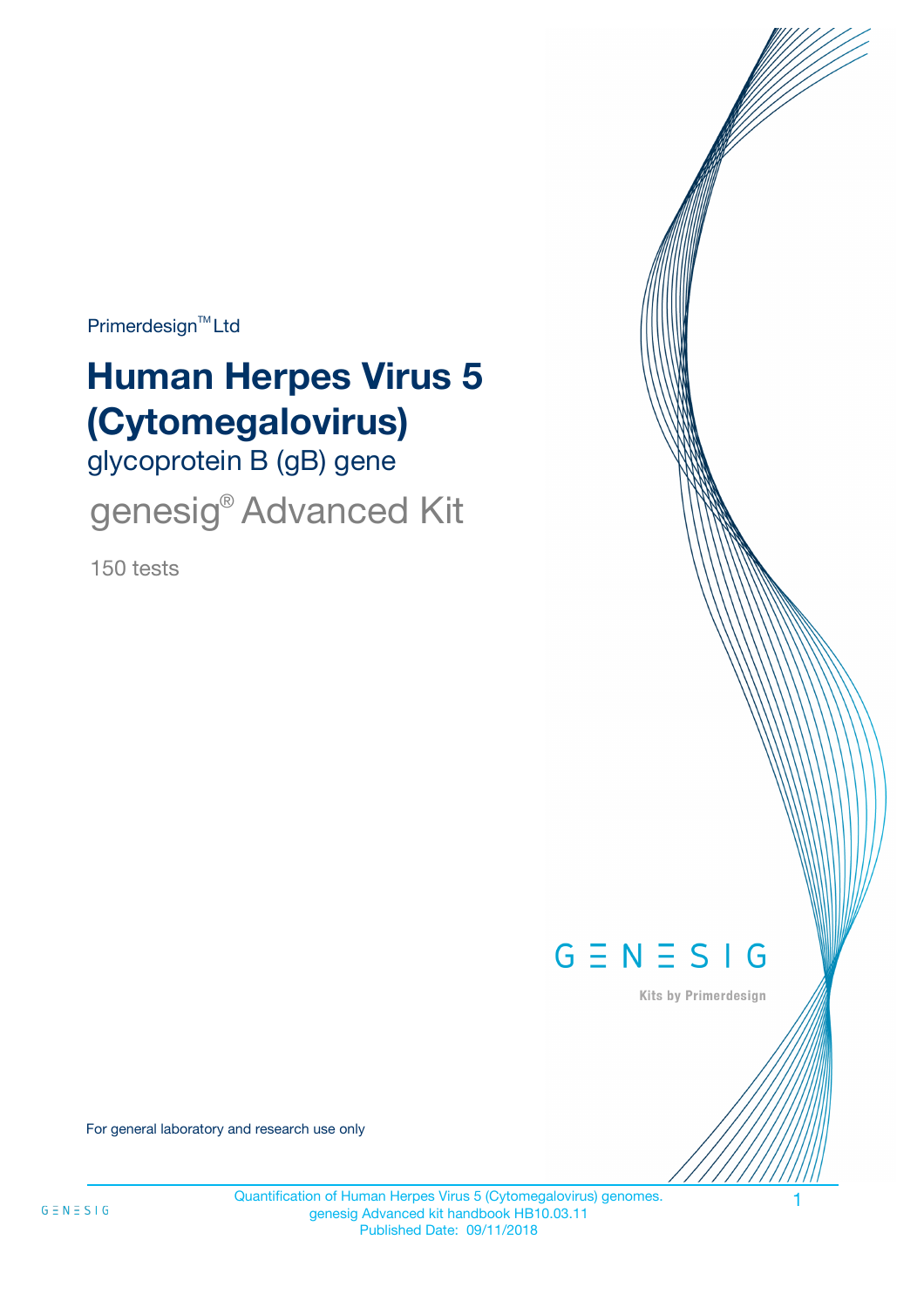Primerdesign™ Ltd

# Human Herpes Virus 5 (Cytomegalovirus)

## glycoprotein B (gB) gene

## genesig® Advanced Kit

150 tests

GENESIG

Kits by Primerdesign

For general laboratory and research use only

Quantification of Human Herpes Virus 5 (Cytomegalovirus) genomes.
genesig Advanced kit handbook HB10.03.11
Published Date: 09/11/2018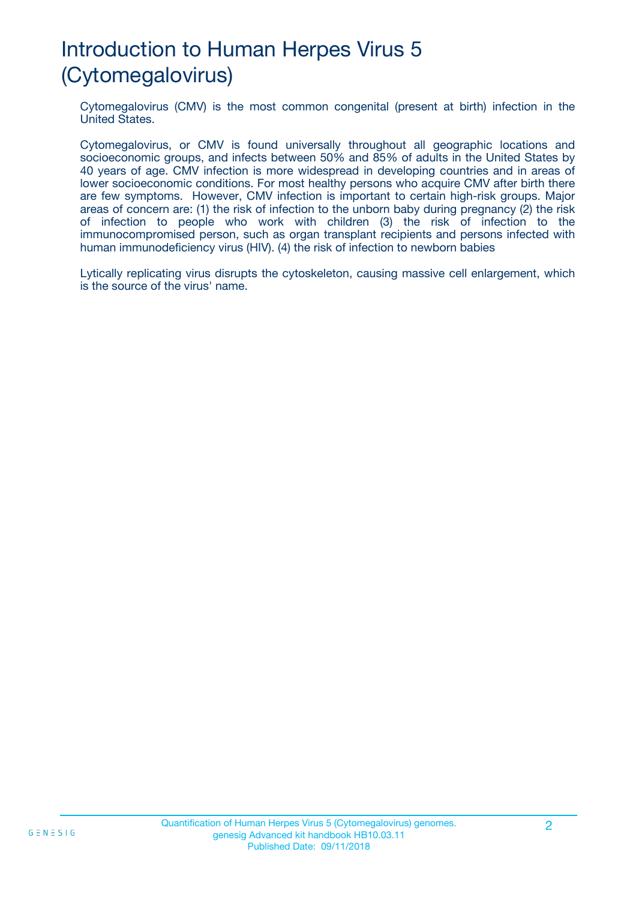# Introduction to Human Herpes Virus 5 (Cytomegalovirus)

Cytomegalovirus (CMV) is the most common congenital (present at birth) infection in the United States.

Cytomegalovirus, or CMV is found universally throughout all geographic locations and socioeconomic groups, and infects between 50% and 85% of adults in the United States by 40 years of age. CMV infection is more widespread in developing countries and in areas of lower socioeconomic conditions. For most healthy persons who acquire CMV after birth there are few symptoms. However, CMV infection is important to certain high-risk groups. Major areas of concern are: (1) the risk of infection to the unborn baby during pregnancy (2) the risk of infection to people who work with children (3) the risk of infection to the immunocompromised person, such as organ transplant recipients and persons infected with human immunodeficiency virus (HIV). (4) the risk of infection to newborn babies

Lytically replicating virus disrupts the cytoskeleton, causing massive cell enlargement, which is the source of the virus' name.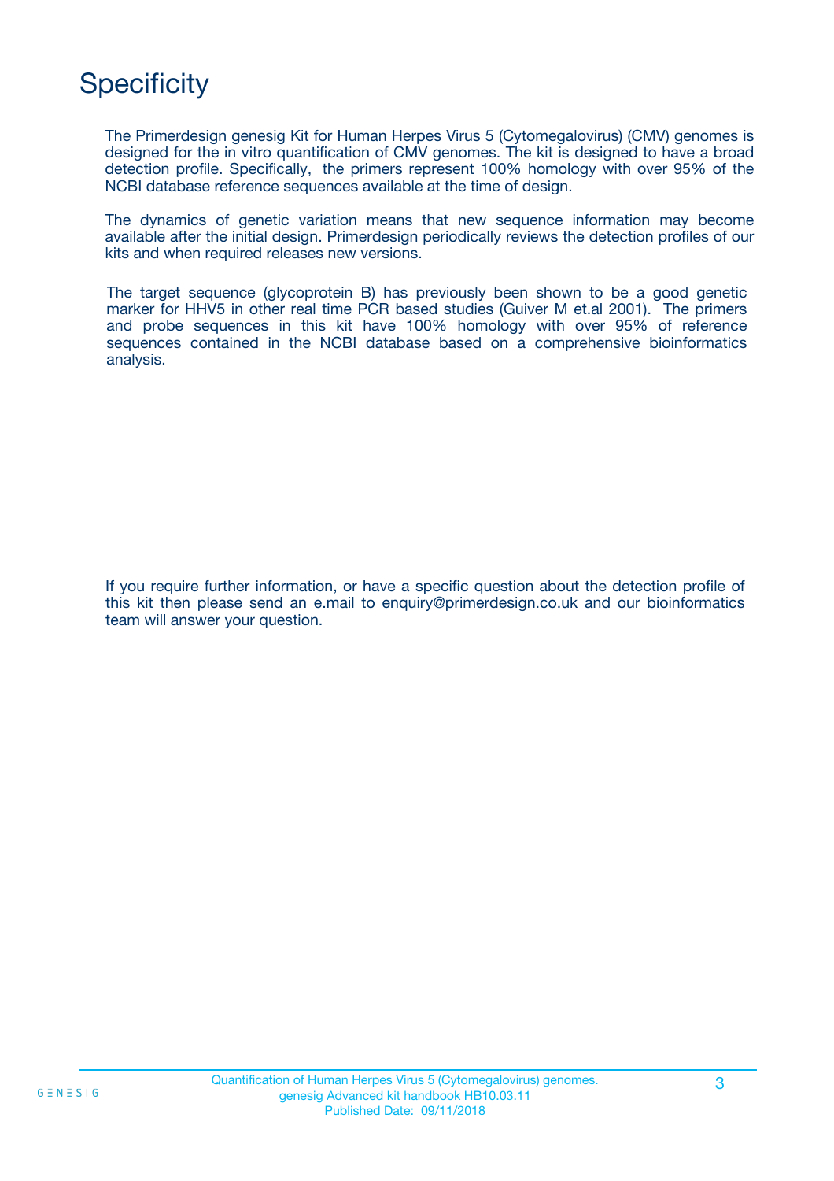# Specificity

The Primerdesign genesig Kit for Human Herpes Virus 5 (Cytomegalovirus) (CMV) genomes is designed for the in vitro quantification of CMV genomes. The kit is designed to have a broad detection profile. Specifically, the primers represent 100% homology with over 95% of the NCBI database reference sequences available at the time of design.

The dynamics of genetic variation means that new sequence information may become available after the initial design. Primerdesign periodically reviews the detection profiles of our kits and when required releases new versions.

The target sequence (glycoprotein B) has previously been shown to be a good genetic marker for HHV5 in other real time PCR based studies (Guiver M et.al 2001). The primers and probe sequences in this kit have 100% homology with over 95% of reference sequences contained in the NCBI database based on a comprehensive bioinformatics analysis.

If you require further information, or have a specific question about the detection profile of this kit then please send an e.mail to enquiry@primerdesign.co.uk and our bioinformatics team will answer your question.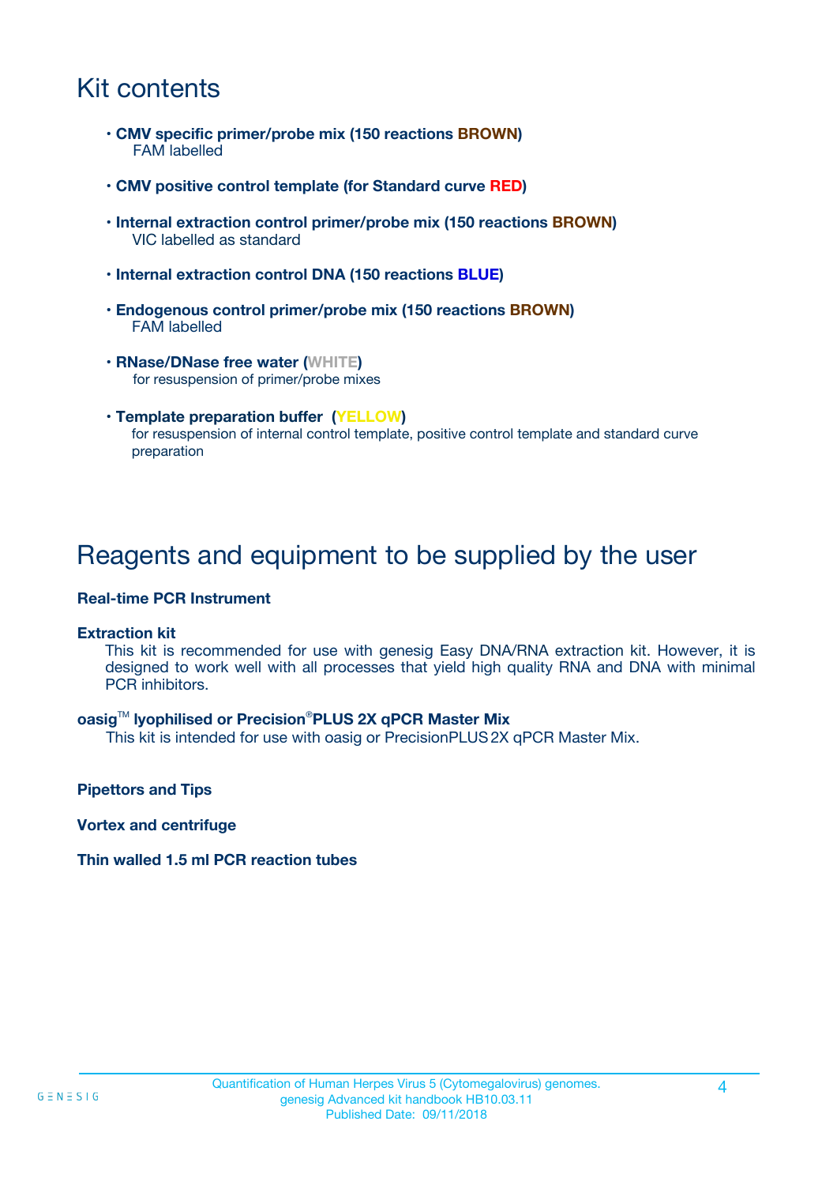# Kit contents

- **CMV specific primer/probe mix (150 reactions BROWN)**
  FAM labelled
- **CMV positive control template (for Standard curve RED)**
- **Internal extraction control primer/probe mix (150 reactions BROWN)**
  VIC labelled as standard
- **Internal extraction control DNA (150 reactions BLUE)**
- **Endogenous control primer/probe mix (150 reactions BROWN)**
  FAM labelled
- **RNase/DNase free water (WHITE)**
  for resuspension of primer/probe mixes
- **Template preparation buffer (YELLOW)**
  for resuspension of internal control template, positive control template and standard curve preparation

# Reagents and equipment to be supplied by the user

**Real-time PCR Instrument**

**Extraction kit**
This kit is recommended for use with genesig Easy DNA/RNA extraction kit. However, it is designed to work well with all processes that yield high quality RNA and DNA with minimal PCR inhibitors.

**oasig™ lyophilised or Precision®PLUS 2X qPCR Master Mix**
This kit is intended for use with oasig or PrecisionPLUS 2X qPCR Master Mix.

**Pipettors and Tips**

**Vortex and centrifuge**

**Thin walled 1.5 ml PCR reaction tubes**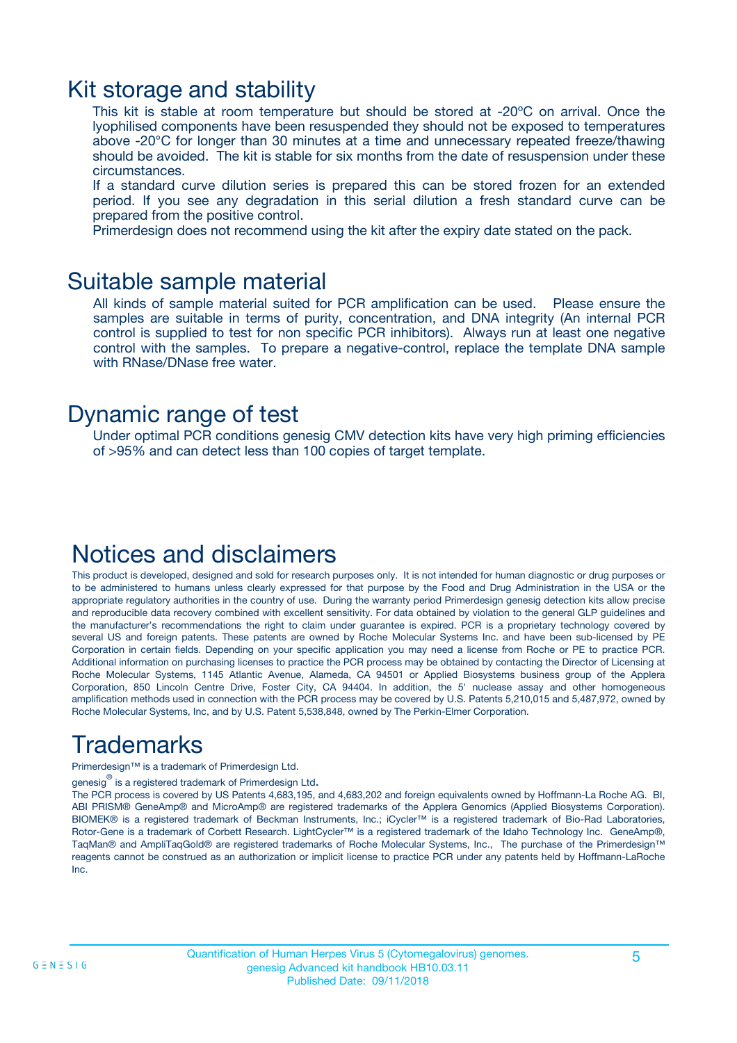## Kit storage and stability

This kit is stable at room temperature but should be stored at -20ºC on arrival. Once the lyophilised components have been resuspended they should not be exposed to temperatures above -20°C for longer than 30 minutes at a time and unnecessary repeated freeze/thawing should be avoided. The kit is stable for six months from the date of resuspension under these circumstances.

If a standard curve dilution series is prepared this can be stored frozen for an extended period. If you see any degradation in this serial dilution a fresh standard curve can be prepared from the positive control.

Primerdesign does not recommend using the kit after the expiry date stated on the pack.

## Suitable sample material

All kinds of sample material suited for PCR amplification can be used. Please ensure the samples are suitable in terms of purity, concentration, and DNA integrity (An internal PCR control is supplied to test for non specific PCR inhibitors). Always run at least one negative control with the samples. To prepare a negative-control, replace the template DNA sample with RNase/DNase free water.

## Dynamic range of test

Under optimal PCR conditions genesig CMV detection kits have very high priming efficiencies of >95% and can detect less than 100 copies of target template.

## Notices and disclaimers

This product is developed, designed and sold for research purposes only. It is not intended for human diagnostic or drug purposes or to be administered to humans unless clearly expressed for that purpose by the Food and Drug Administration in the USA or the appropriate regulatory authorities in the country of use. During the warranty period Primerdesign genesig detection kits allow precise and reproducible data recovery combined with excellent sensitivity. For data obtained by violation to the general GLP guidelines and the manufacturer's recommendations the right to claim under guarantee is expired. PCR is a proprietary technology covered by several US and foreign patents. These patents are owned by Roche Molecular Systems Inc. and have been sub-licensed by PE Corporation in certain fields. Depending on your specific application you may need a license from Roche or PE to practice PCR. Additional information on purchasing licenses to practice the PCR process may be obtained by contacting the Director of Licensing at Roche Molecular Systems, 1145 Atlantic Avenue, Alameda, CA 94501 or Applied Biosystems business group of the Applera Corporation, 850 Lincoln Centre Drive, Foster City, CA 94404. In addition, the 5' nuclease assay and other homogeneous amplification methods used in connection with the PCR process may be covered by U.S. Patents 5,210,015 and 5,487,972, owned by Roche Molecular Systems, Inc, and by U.S. Patent 5,538,848, owned by The Perkin-Elmer Corporation.

## Trademarks

Primerdesign™ is a trademark of Primerdesign Ltd.

genesig® is a registered trademark of Primerdesign Ltd.

The PCR process is covered by US Patents 4,683,195, and 4,683,202 and foreign equivalents owned by Hoffmann-La Roche AG. BI, ABI PRISM® GeneAmp® and MicroAmp® are registered trademarks of the Applera Genomics (Applied Biosystems Corporation). BIOMEK® is a registered trademark of Beckman Instruments, Inc.; iCycler™ is a registered trademark of Bio-Rad Laboratories, Rotor-Gene is a trademark of Corbett Research. LightCycler™ is a registered trademark of the Idaho Technology Inc. GeneAmp®, TaqMan® and AmpliTaqGold® are registered trademarks of Roche Molecular Systems, Inc., The purchase of the Primerdesign™ reagents cannot be construed as an authorization or implicit license to practice PCR under any patents held by Hoffmann-LaRoche Inc.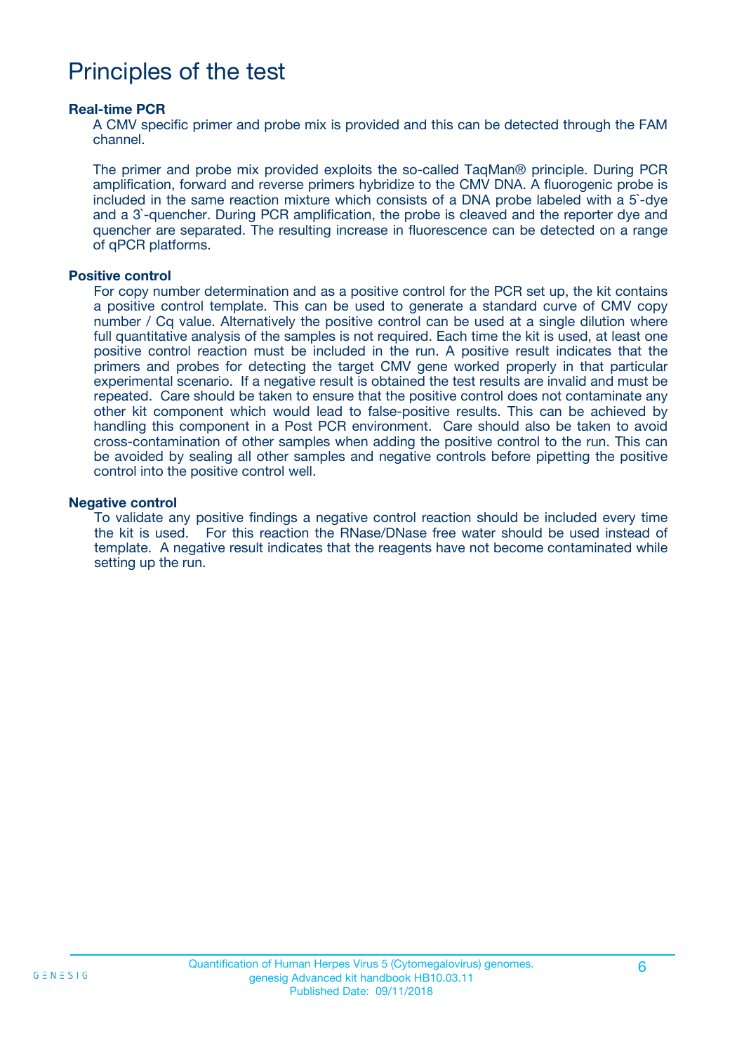# Principles of the test

**Real-time PCR**

A CMV specific primer and probe mix is provided and this can be detected through the FAM channel.

The primer and probe mix provided exploits the so-called TaqMan® principle. During PCR amplification, forward and reverse primers hybridize to the CMV DNA. A fluorogenic probe is included in the same reaction mixture which consists of a DNA probe labeled with a 5`-dye and a 3`-quencher. During PCR amplification, the probe is cleaved and the reporter dye and quencher are separated. The resulting increase in fluorescence can be detected on a range of qPCR platforms.

**Positive control**

For copy number determination and as a positive control for the PCR set up, the kit contains a positive control template. This can be used to generate a standard curve of CMV copy number / Cq value. Alternatively the positive control can be used at a single dilution where full quantitative analysis of the samples is not required. Each time the kit is used, at least one positive control reaction must be included in the run. A positive result indicates that the primers and probes for detecting the target CMV gene worked properly in that particular experimental scenario. If a negative result is obtained the test results are invalid and must be repeated. Care should be taken to ensure that the positive control does not contaminate any other kit component which would lead to false-positive results. This can be achieved by handling this component in a Post PCR environment. Care should also be taken to avoid cross-contamination of other samples when adding the positive control to the run. This can be avoided by sealing all other samples and negative controls before pipetting the positive control into the positive control well.

**Negative control**

To validate any positive findings a negative control reaction should be included every time the kit is used. For this reaction the RNase/DNase free water should be used instead of template. A negative result indicates that the reagents have not become contaminated while setting up the run.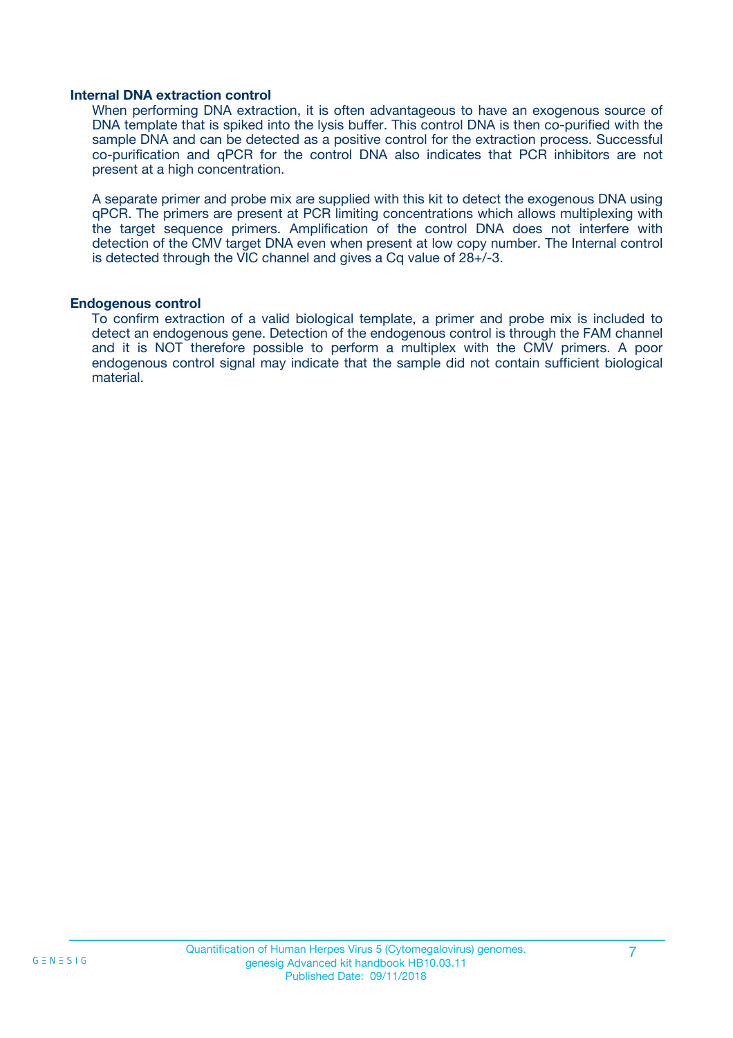### Internal DNA extraction control

When performing DNA extraction, it is often advantageous to have an exogenous source of DNA template that is spiked into the lysis buffer. This control DNA is then co-purified with the sample DNA and can be detected as a positive control for the extraction process. Successful co-purification and qPCR for the control DNA also indicates that PCR inhibitors are not present at a high concentration.

A separate primer and probe mix are supplied with this kit to detect the exogenous DNA using qPCR. The primers are present at PCR limiting concentrations which allows multiplexing with the target sequence primers. Amplification of the control DNA does not interfere with detection of the CMV target DNA even when present at low copy number. The Internal control is detected through the VIC channel and gives a Cq value of 28+/-3.

### Endogenous control

To confirm extraction of a valid biological template, a primer and probe mix is included to detect an endogenous gene. Detection of the endogenous control is through the FAM channel and it is NOT therefore possible to perform a multiplex with the CMV primers. A poor endogenous control signal may indicate that the sample did not contain sufficient biological material.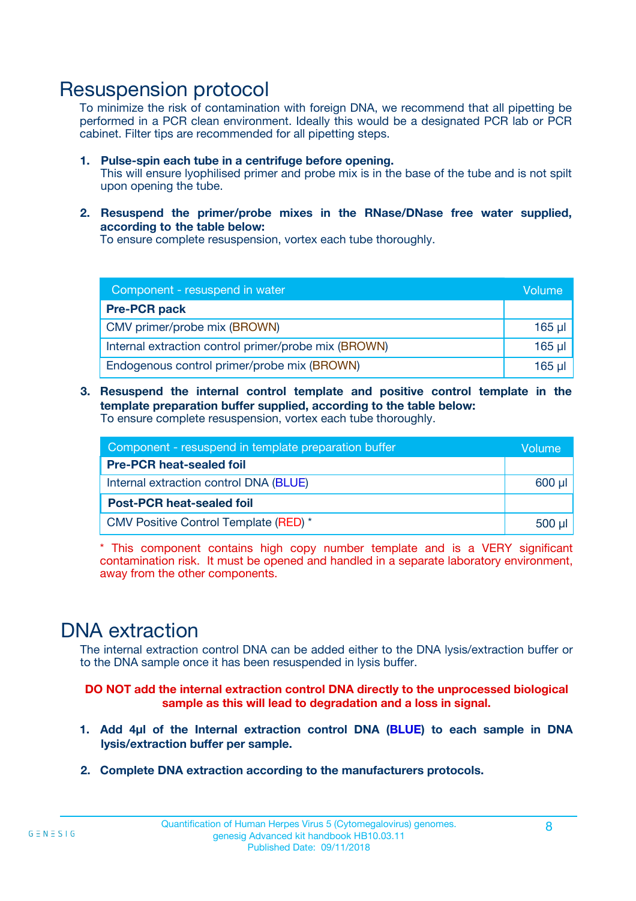# Resuspension protocol

To minimize the risk of contamination with foreign DNA, we recommend that all pipetting be performed in a PCR clean environment. Ideally this would be a designated PCR lab or PCR cabinet. Filter tips are recommended for all pipetting steps.

1. **Pulse-spin each tube in a centrifuge before opening.**
   This will ensure lyophilised primer and probe mix is in the base of the tube and is not spilt upon opening the tube.

2. **Resuspend the primer/probe mixes in the RNase/DNase free water supplied, according to the table below:**
   To ensure complete resuspension, vortex each tube thoroughly.

| Component - resuspend in water | Volume |
|---|---|
| **Pre-PCR pack** | |
| CMV primer/probe mix (BROWN) | 165 µl |
| Internal extraction control primer/probe mix (BROWN) | 165 µl |
| Endogenous control primer/probe mix (BROWN) | 165 µl |

3. **Resuspend the internal control template and positive control template in the template preparation buffer supplied, according to the table below:**
   To ensure complete resuspension, vortex each tube thoroughly.

| Component - resuspend in template preparation buffer | Volume |
|---|---|
| **Pre-PCR heat-sealed foil** | |
| Internal extraction control DNA (BLUE) | 600 µl |
| **Post-PCR heat-sealed foil** | |
| CMV Positive Control Template (RED) * | 500 µl |

* This component contains high copy number template and is a VERY significant contamination risk. It must be opened and handled in a separate laboratory environment, away from the other components.

# DNA extraction

The internal extraction control DNA can be added either to the DNA lysis/extraction buffer or to the DNA sample once it has been resuspended in lysis buffer.

**DO NOT add the internal extraction control DNA directly to the unprocessed biological sample as this will lead to degradation and a loss in signal.**

1. **Add 4µl of the Internal extraction control DNA (BLUE) to each sample in DNA lysis/extraction buffer per sample.**

2. **Complete DNA extraction according to the manufacturers protocols.**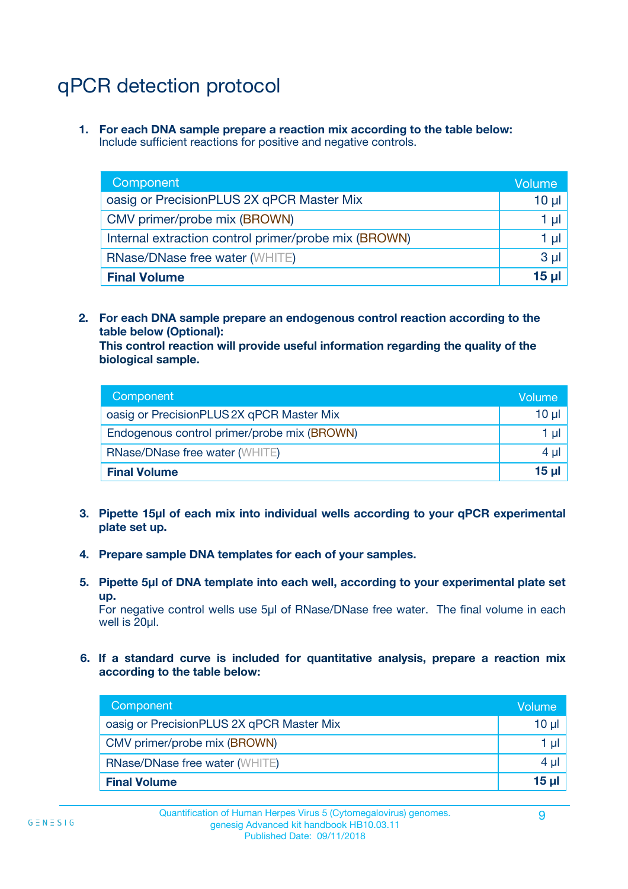# qPCR detection protocol

1. **For each DNA sample prepare a reaction mix according to the table below:**
   Include sufficient reactions for positive and negative controls.

| Component | Volume |
|---|---|
| oasig or PrecisionPLUS 2X qPCR Master Mix | 10 µl |
| CMV primer/probe mix (BROWN) | 1 µl |
| Internal extraction control primer/probe mix (BROWN) | 1 µl |
| RNase/DNase free water (WHITE) | 3 µl |
| **Final Volume** | **15 µl** |

2. **For each DNA sample prepare an endogenous control reaction according to the table below (Optional):**
   **This control reaction will provide useful information regarding the quality of the biological sample.**

| Component | Volume |
|---|---|
| oasig or PrecisionPLUS 2X qPCR Master Mix | 10 µl |
| Endogenous control primer/probe mix (BROWN) | 1 µl |
| RNase/DNase free water (WHITE) | 4 µl |
| **Final Volume** | **15 µl** |

3. **Pipette 15µl of each mix into individual wells according to your qPCR experimental plate set up.**

4. **Prepare sample DNA templates for each of your samples.**

5. **Pipette 5µl of DNA template into each well, according to your experimental plate set up.**
   For negative control wells use 5µl of RNase/DNase free water. The final volume in each well is 20µl.

6. **If a standard curve is included for quantitative analysis, prepare a reaction mix according to the table below:**

| Component | Volume |
|---|---|
| oasig or PrecisionPLUS 2X qPCR Master Mix | 10 µl |
| CMV primer/probe mix (BROWN) | 1 µl |
| RNase/DNase free water (WHITE) | 4 µl |
| **Final Volume** | **15 µl** |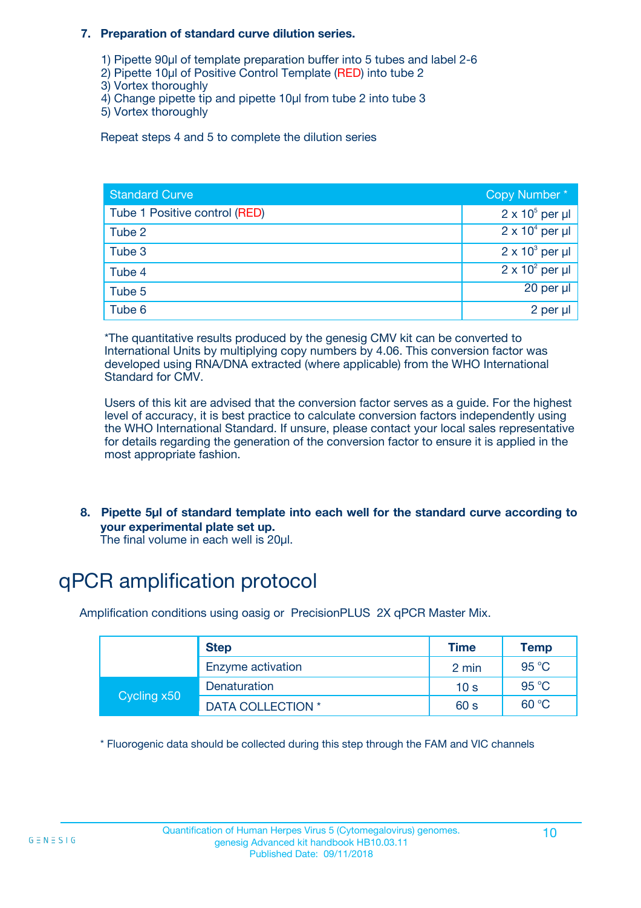7. **Preparation of standard curve dilution series.**

1) Pipette 90µl of template preparation buffer into 5 tubes and label 2-6
2) Pipette 10µl of Positive Control Template (RED) into tube 2
3) Vortex thoroughly
4) Change pipette tip and pipette 10µl from tube 2 into tube 3
5) Vortex thoroughly

Repeat steps 4 and 5 to complete the dilution series

| Standard Curve | Copy Number * |
|---|---|
| Tube 1 Positive control (RED) | $2 \times 10^5$ per µl |
| Tube 2 | $2 \times 10^4$ per µl |
| Tube 3 | $2 \times 10^3$ per µl |
| Tube 4 | $2 \times 10^2$ per µl |
| Tube 5 | 20 per µl |
| Tube 6 | 2 per µl |

*The quantitative results produced by the genesig CMV kit can be converted to International Units by multiplying copy numbers by 4.06. This conversion factor was developed using RNA/DNA extracted (where applicable) from the WHO International Standard for CMV.

Users of this kit are advised that the conversion factor serves as a guide. For the highest level of accuracy, it is best practice to calculate conversion factors independently using the WHO International Standard. If unsure, please contact your local sales representative for details regarding the generation of the conversion factor to ensure it is applied in the most appropriate fashion.

8. **Pipette 5µl of standard template into each well for the standard curve according to your experimental plate set up.**
The final volume in each well is 20µl.

# qPCR amplification protocol

Amplification conditions using oasig or PrecisionPLUS 2X qPCR Master Mix.

| | Step | Time | Temp |
|---|---|---|---|
| | Enzyme activation | 2 min | 95 °C |
| Cycling x50 | Denaturation | 10 s | 95 °C |
| | DATA COLLECTION * | 60 s | 60 °C |

* Fluorogenic data should be collected during this step through the FAM and VIC channels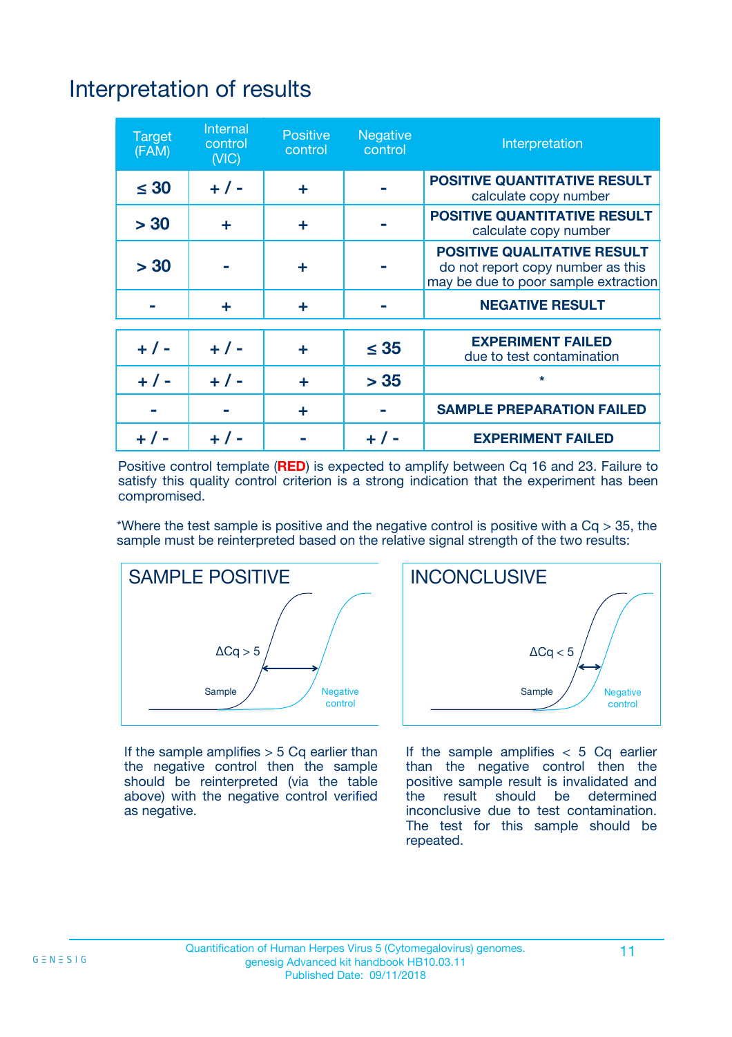# Interpretation of results

| Target (FAM) | Internal control (VIC) | Positive control | Negative control | Interpretation |
|---|---|---|---|---|
| ≤ 30 | + / - | + | - | **POSITIVE QUANTITATIVE RESULT** calculate copy number |
| > 30 | + | + | - | **POSITIVE QUANTITATIVE RESULT** calculate copy number |
| > 30 | - | + | - | **POSITIVE QUALITATIVE RESULT** do not report copy number as this may be due to poor sample extraction |
| - | + | + | - | **NEGATIVE RESULT** |
| + / - | + / - | + | ≤ 35 | **EXPERIMENT FAILED** due to test contamination |
| + / - | + / - | + | > 35 | * |
| - | - | + | - | **SAMPLE PREPARATION FAILED** |
| + / - | + / - | - | + / - | **EXPERIMENT FAILED** |

Positive control template (**RED**) is expected to amplify between Cq 16 and 23. Failure to satisfy this quality control criterion is a strong indication that the experiment has been compromised.

*Where the test sample is positive and the negative control is positive with a Cq > 35, the sample must be reinterpreted based on the relative signal strength of the two results:

**SAMPLE POSITIVE**

ΔCq > 5

Sample

Negative control

If the sample amplifies > 5 Cq earlier than the negative control then the sample should be reinterpreted (via the table above) with the negative control verified as negative.

**INCONCLUSIVE**

ΔCq < 5

Sample

Negative control

If the sample amplifies < 5 Cq earlier than the negative control then the positive sample result is invalidated and the result should be determined inconclusive due to test contamination. The test for this sample should be repeated.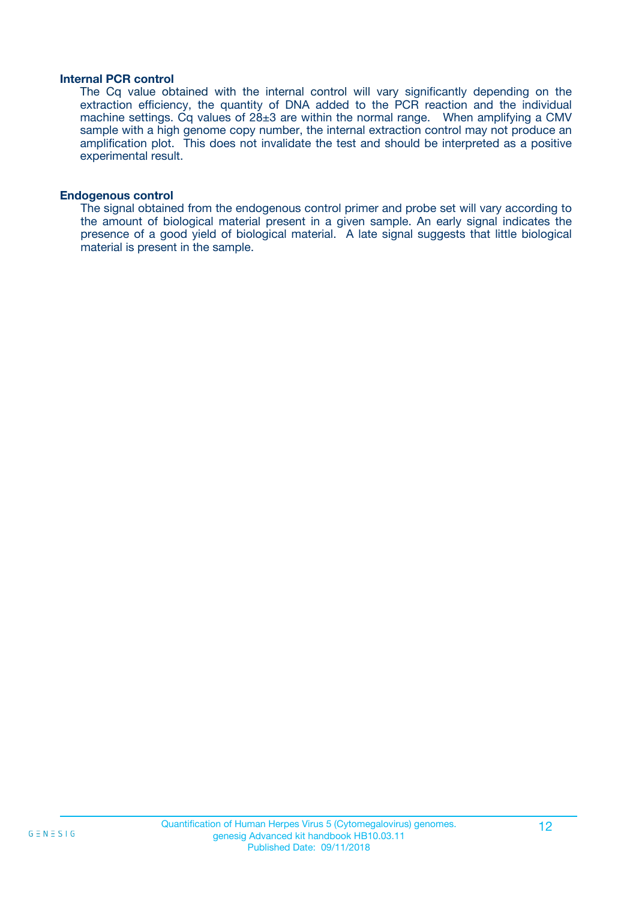### Internal PCR control

The Cq value obtained with the internal control will vary significantly depending on the extraction efficiency, the quantity of DNA added to the PCR reaction and the individual machine settings. Cq values of 28±3 are within the normal range. When amplifying a CMV sample with a high genome copy number, the internal extraction control may not produce an amplification plot. This does not invalidate the test and should be interpreted as a positive experimental result.

### Endogenous control

The signal obtained from the endogenous control primer and probe set will vary according to the amount of biological material present in a given sample. An early signal indicates the presence of a good yield of biological material. A late signal suggests that little biological material is present in the sample.